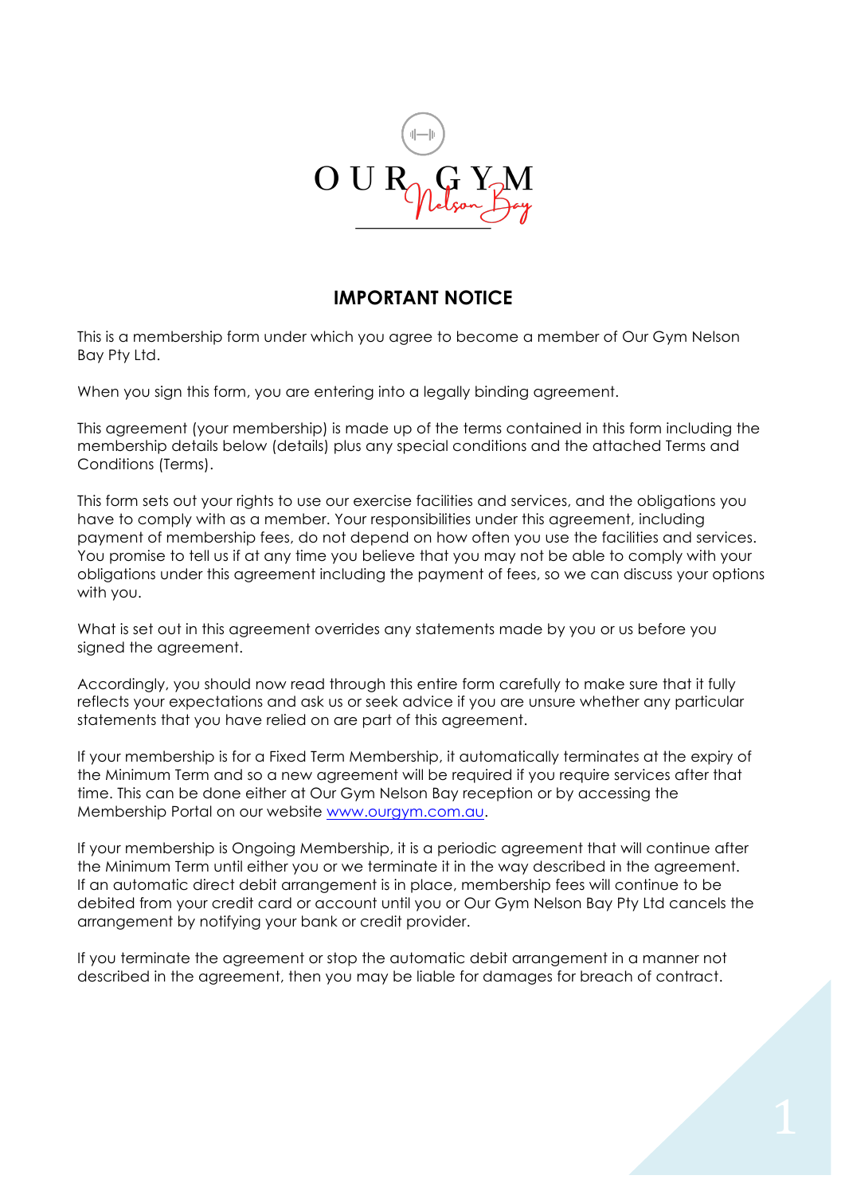OUR GYM Nelson Bay

## IMPORTANT NOTICE

This is a membership form under which you agree to become a member of Our Gym Nelson Bay Pty Ltd.

When you sign this form, you are entering into a legally binding agreement.

This agreement (your membership) is made up of the terms contained in this form including the membership details below (details) plus any special conditions and the attached Terms and Conditions (Terms).

This form sets out your rights to use our exercise facilities and services, and the obligations you have to comply with as a member. Your responsibilities under this agreement, including payment of membership fees, do not depend on how often you use the facilities and services. You promise to tell us if at any time you believe that you may not be able to comply with your obligations under this agreement including the payment of fees, so we can discuss your options with you.

What is set out in this agreement overrides any statements made by you or us before you signed the agreement.

Accordingly, you should now read through this entire form carefully to make sure that it fully reflects your expectations and ask us or seek advice if you are unsure whether any particular statements that you have relied on are part of this agreement.

If your membership is for a Fixed Term Membership, it automatically terminates at the expiry of the Minimum Term and so a new agreement will be required if you require services after that time. This can be done either at Our Gym Nelson Bay reception or by accessing the Membership Portal on our website [www.ourgym.com.au](http://www.ourgym.com.au).

If your membership is Ongoing Membership, it is a periodic agreement that will continue after the Minimum Term until either you or we terminate it in the way described in the agreement. If an automatic direct debit arrangement is in place, membership fees will continue to be debited from your credit card or account until you or Our Gym Nelson Bay Pty Ltd cancels the arrangement by notifying your bank or credit provider.

If you terminate the agreement or stop the automatic debit arrangement in a manner not described in the agreement, then you may be liable for damages for breach of contract.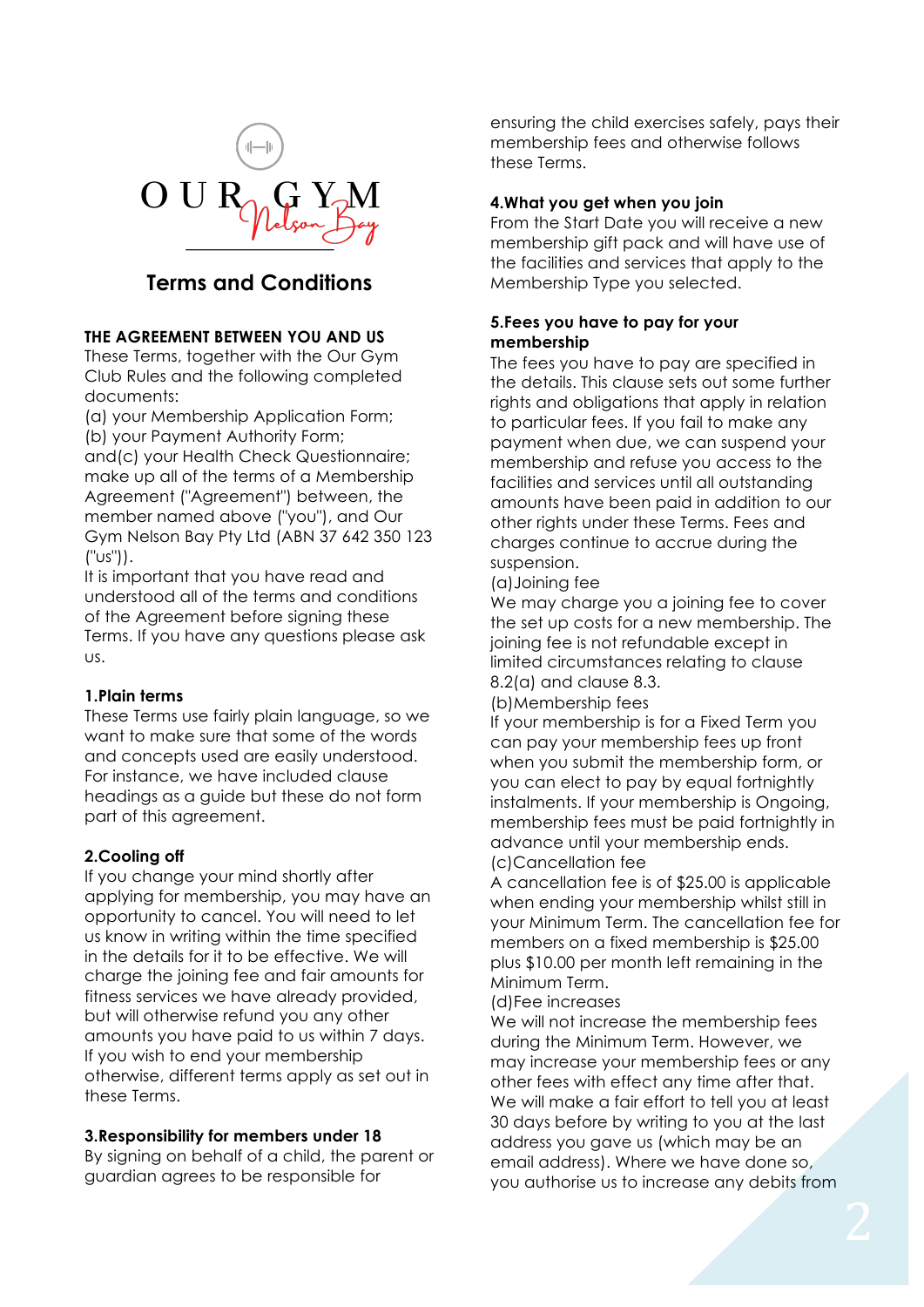# OUR GYM Nelson Bay

## Terms and Conditions

**THE AGREEMENT BETWEEN YOU AND US**

These Terms, together with the Our Gym Club Rules and the following completed documents:
(a) your Membership Application Form;
(b) your Payment Authority Form;
and(c) your Health Check Questionnaire;
make up all of the terms of a Membership Agreement ("Agreement") between, the member named above ("you"), and Our Gym Nelson Bay Pty Ltd (ABN 37 642 350 123 ("us")).

It is important that you have read and understood all of the terms and conditions of the Agreement before signing these Terms. If you have any questions please ask us.

**1.Plain terms**

These Terms use fairly plain language, so we want to make sure that some of the words and concepts used are easily understood. For instance, we have included clause headings as a guide but these do not form part of this agreement.

**2.Cooling off**

If you change your mind shortly after applying for membership, you may have an opportunity to cancel. You will need to let us know in writing within the time specified in the details for it to be effective. We will charge the joining fee and fair amounts for fitness services we have already provided, but will otherwise refund you any other amounts you have paid to us within 7 days. If you wish to end your membership otherwise, different terms apply as set out in these Terms.

**3.Responsibility for members under 18**

By signing on behalf of a child, the parent or guardian agrees to be responsible for ensuring the child exercises safely, pays their membership fees and otherwise follows these Terms.

**4.What you get when you join**

From the Start Date you will receive a new membership gift pack and will have use of the facilities and services that apply to the Membership Type you selected.

**5.Fees you have to pay for your membership**

The fees you have to pay are specified in the details. This clause sets out some further rights and obligations that apply in relation to particular fees. If you fail to make any payment when due, we can suspend your membership and refuse you access to the facilities and services until all outstanding amounts have been paid in addition to our other rights under these Terms. Fees and charges continue to accrue during the suspension.

(a)Joining fee
We may charge you a joining fee to cover the set up costs for a new membership. The joining fee is not refundable except in limited circumstances relating to clause 8.2(a) and clause 8.3.

(b)Membership fees
If your membership is for a Fixed Term you can pay your membership fees up front when you submit the membership form, or you can elect to pay by equal fortnightly instalments. If your membership is Ongoing, membership fees must be paid fortnightly in advance until your membership ends.

(c)Cancellation fee
A cancellation fee is of $25.00 is applicable when ending your membership whilst still in your Minimum Term. The cancellation fee for members on a fixed membership is $25.00 plus $10.00 per month left remaining in the Minimum Term.

(d)Fee increases
We will not increase the membership fees during the Minimum Term. However, we may increase your membership fees or any other fees with effect any time after that. We will make a fair effort to tell you at least 30 days before by writing to you at the last address you gave us (which may be an email address). Where we have done so, you authorise us to increase any debits from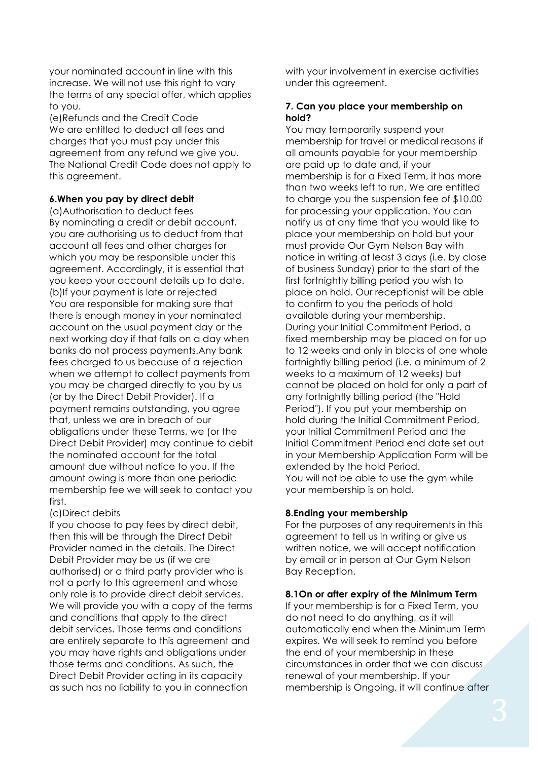your nominated account in line with this increase. We will not use this right to vary the terms of any special offer, which applies to you.

(e)Refunds and the Credit Code

We are entitled to deduct all fees and charges that you must pay under this agreement from any refund we give you. The National Credit Code does not apply to this agreement.

#### 6.When you pay by direct debit

(a)Authorisation to deduct fees

By nominating a credit or debit account, you are authorising us to deduct from that account all fees and other charges for which you may be responsible under this agreement. Accordingly, it is essential that you keep your account details up to date.

(b)If your payment is late or rejected

You are responsible for making sure that there is enough money in your nominated account on the usual payment day or the next working day if that falls on a day when banks do not process payments.Any bank fees charged to us because of a rejection when we attempt to collect payments from you may be charged directly to you by us (or by the Direct Debit Provider). If a payment remains outstanding, you agree that, unless we are in breach of our obligations under these Terms, we (or the Direct Debit Provider) may continue to debit the nominated account for the total amount due without notice to you. If the amount owing is more than one periodic membership fee we will seek to contact you first.

(c)Direct debits

If you choose to pay fees by direct debit, then this will be through the Direct Debit Provider named in the details. The Direct Debit Provider may be us (if we are authorised) or a third party provider who is not a party to this agreement and whose only role is to provide direct debit services. We will provide you with a copy of the terms and conditions that apply to the direct debit services. Those terms and conditions are entirely separate to this agreement and you may have rights and obligations under those terms and conditions. As such, the Direct Debit Provider acting in its capacity as such has no liability to you in connection with your involvement in exercise activities under this agreement.

#### 7. Can you place your membership on hold?

You may temporarily suspend your membership for travel or medical reasons if all amounts payable for your membership are paid up to date and, if your membership is for a Fixed Term, it has more than two weeks left to run. We are entitled to charge you the suspension fee of $10.00 for processing your application. You can notify us at any time that you would like to place your membership on hold but your must provide Our Gym Nelson Bay with notice in writing at least 3 days (i.e. by close of business Sunday) prior to the start of the first fortnightly billing period you wish to place on hold. Our receptionist will be able to confirm to you the periods of hold available during your membership.

During your Initial Commitment Period, a fixed membership may be placed on for up to 12 weeks and only in blocks of one whole fortnightly billing period (i.e. a minimum of 2 weeks to a maximum of 12 weeks) but cannot be placed on hold for only a part of any fortnightly billing period (the "Hold Period"). If you put your membership on hold during the Initial Commitment Period, your Initial Commitment Period and the Initial Commitment Period end date set out in your Membership Application Form will be extended by the hold Period.

You will not be able to use the gym while your membership is on hold.

#### 8.Ending your membership

For the purposes of any requirements in this agreement to tell us in writing or give us written notice, we will accept notification by email or in person at Our Gym Nelson Bay Reception.

#### 8.1On or after expiry of the Minimum Term

If your membership is for a Fixed Term, you do not need to do anything, as it will automatically end when the Minimum Term expires. We will seek to remind you before the end of your membership in these circumstances in order that we can discuss renewal of your membership. If your membership is Ongoing, it will continue after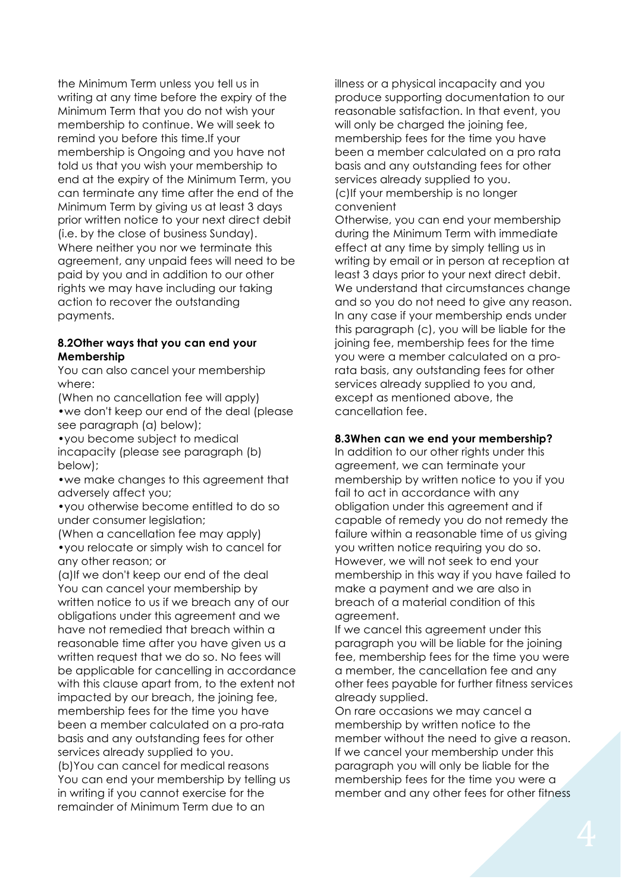the Minimum Term unless you tell us in writing at any time before the expiry of the Minimum Term that you do not wish your membership to continue. We will seek to remind you before this time.If your membership is Ongoing and you have not told us that you wish your membership to end at the expiry of the Minimum Term, you can terminate any time after the end of the Minimum Term by giving us at least 3 days prior written notice to your next direct debit (i.e. by the close of business Sunday). Where neither you nor we terminate this agreement, any unpaid fees will need to be paid by you and in addition to our other rights we may have including our taking action to recover the outstanding payments.

**8.2Other ways that you can end your Membership**

You can also cancel your membership where:

(When no cancellation fee will apply)

•we don't keep our end of the deal (please see paragraph (a) below);

•you become subject to medical incapacity (please see paragraph (b) below);

•we make changes to this agreement that adversely affect you;

•you otherwise become entitled to do so under consumer legislation;

(When a cancellation fee may apply)

•you relocate or simply wish to cancel for any other reason; or

(a)If we don't keep our end of the deal

You can cancel your membership by written notice to us if we breach any of our obligations under this agreement and we have not remedied that breach within a reasonable time after you have given us a written request that we do so. No fees will be applicable for cancelling in accordance with this clause apart from, to the extent not impacted by our breach, the joining fee, membership fees for the time you have been a member calculated on a pro-rata basis and any outstanding fees for other services already supplied to you.

(b)You can cancel for medical reasons

You can end your membership by telling us in writing if you cannot exercise for the remainder of Minimum Term due to an illness or a physical incapacity and you produce supporting documentation to our reasonable satisfaction. In that event, you will only be charged the joining fee, membership fees for the time you have been a member calculated on a pro rata basis and any outstanding fees for other services already supplied to you.

(c)If your membership is no longer convenient

Otherwise, you can end your membership during the Minimum Term with immediate effect at any time by simply telling us in writing by email or in person at reception at least 3 days prior to your next direct debit. We understand that circumstances change and so you do not need to give any reason. In any case if your membership ends under this paragraph (c), you will be liable for the joining fee, membership fees for the time you were a member calculated on a pro-rata basis, any outstanding fees for other services already supplied to you and, except as mentioned above, the cancellation fee.

**8.3When can we end your membership?**

In addition to our other rights under this agreement, we can terminate your membership by written notice to you if you fail to act in accordance with any obligation under this agreement and if capable of remedy you do not remedy the failure within a reasonable time of us giving you written notice requiring you do so. However, we will not seek to end your membership in this way if you have failed to make a payment and we are also in breach of a material condition of this agreement.

If we cancel this agreement under this paragraph you will be liable for the joining fee, membership fees for the time you were a member, the cancellation fee and any other fees payable for further fitness services already supplied.

On rare occasions we may cancel a membership by written notice to the member without the need to give a reason. If we cancel your membership under this paragraph you will only be liable for the membership fees for the time you were a member and any other fees for other fitness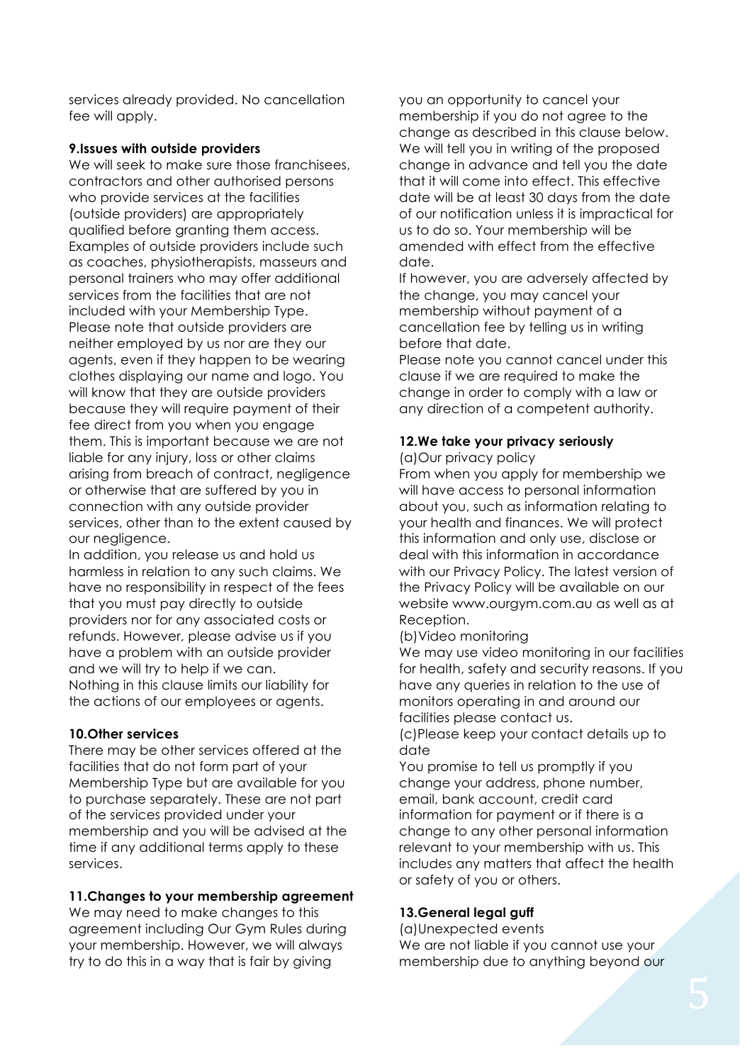services already provided. No cancellation fee will apply.

**9.Issues with outside providers**

We will seek to make sure those franchisees, contractors and other authorised persons who provide services at the facilities (outside providers) are appropriately qualified before granting them access. Examples of outside providers include such as coaches, physiotherapists, masseurs and personal trainers who may offer additional services from the facilities that are not included with your Membership Type. Please note that outside providers are neither employed by us nor are they our agents, even if they happen to be wearing clothes displaying our name and logo. You will know that they are outside providers because they will require payment of their fee direct from you when you engage them. This is important because we are not liable for any injury, loss or other claims arising from breach of contract, negligence or otherwise that are suffered by you in connection with any outside provider services, other than to the extent caused by our negligence.

In addition, you release us and hold us harmless in relation to any such claims. We have no responsibility in respect of the fees that you must pay directly to outside providers nor for any associated costs or refunds. However, please advise us if you have a problem with an outside provider and we will try to help if we can.

Nothing in this clause limits our liability for the actions of our employees or agents.

**10.Other services**

There may be other services offered at the facilities that do not form part of your Membership Type but are available for you to purchase separately. These are not part of the services provided under your membership and you will be advised at the time if any additional terms apply to these services.

**11.Changes to your membership agreement**

We may need to make changes to this agreement including Our Gym Rules during your membership. However, we will always try to do this in a way that is fair by giving you an opportunity to cancel your membership if you do not agree to the change as described in this clause below. We will tell you in writing of the proposed change in advance and tell you the date that it will come into effect. This effective date will be at least 30 days from the date of our notification unless it is impractical for us to do so. Your membership will be amended with effect from the effective date.

If however, you are adversely affected by the change, you may cancel your membership without payment of a cancellation fee by telling us in writing before that date.

Please note you cannot cancel under this clause if we are required to make the change in order to comply with a law or any direction of a competent authority.

**12.We take your privacy seriously**

(a)Our privacy policy

From when you apply for membership we will have access to personal information about you, such as information relating to your health and finances. We will protect this information and only use, disclose or deal with this information in accordance with our Privacy Policy. The latest version of the Privacy Policy will be available on our website www.ourgym.com.au as well as at Reception.

(b)Video monitoring

We may use video monitoring in our facilities for health, safety and security reasons. If you have any queries in relation to the use of monitors operating in and around our facilities please contact us.

(c)Please keep your contact details up to date

You promise to tell us promptly if you change your address, phone number, email, bank account, credit card information for payment or if there is a change to any other personal information relevant to your membership with us. This includes any matters that affect the health or safety of you or others.

**13.General legal guff**

(a)Unexpected events

We are not liable if you cannot use your membership due to anything beyond our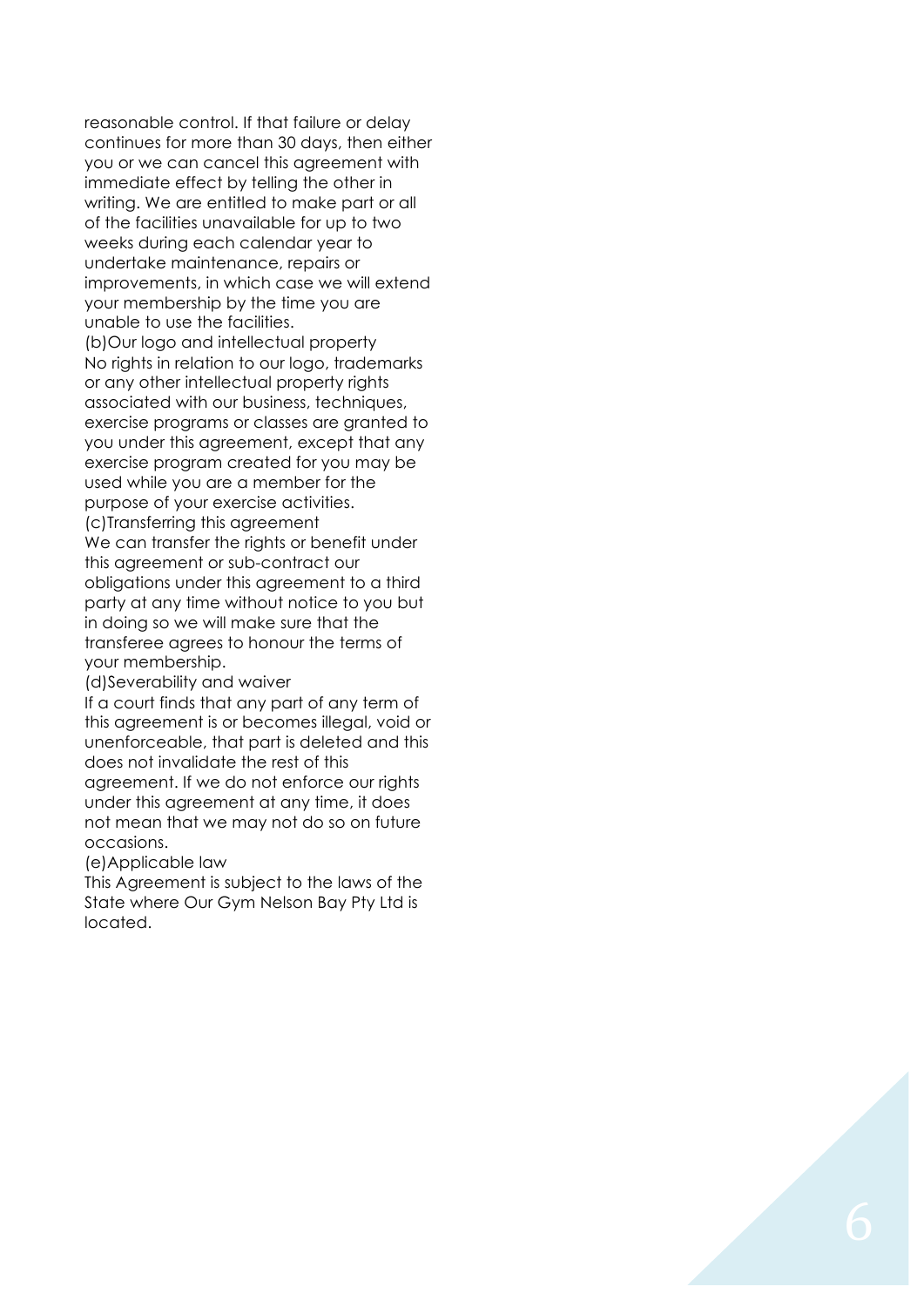reasonable control. If that failure or delay continues for more than 30 days, then either you or we can cancel this agreement with immediate effect by telling the other in writing. We are entitled to make part or all of the facilities unavailable for up to two weeks during each calendar year to undertake maintenance, repairs or improvements, in which case we will extend your membership by the time you are unable to use the facilities.

(b)Our logo and intellectual property

No rights in relation to our logo, trademarks or any other intellectual property rights associated with our business, techniques, exercise programs or classes are granted to you under this agreement, except that any exercise program created for you may be used while you are a member for the purpose of your exercise activities.

(c)Transferring this agreement

We can transfer the rights or benefit under this agreement or sub-contract our obligations under this agreement to a third party at any time without notice to you but in doing so we will make sure that the transferee agrees to honour the terms of your membership.

(d)Severability and waiver

If a court finds that any part of any term of this agreement is or becomes illegal, void or unenforceable, that part is deleted and this does not invalidate the rest of this agreement. If we do not enforce our rights under this agreement at any time, it does not mean that we may not do so on future occasions.

(e)Applicable law

This Agreement is subject to the laws of the State where Our Gym Nelson Bay Pty Ltd is located.